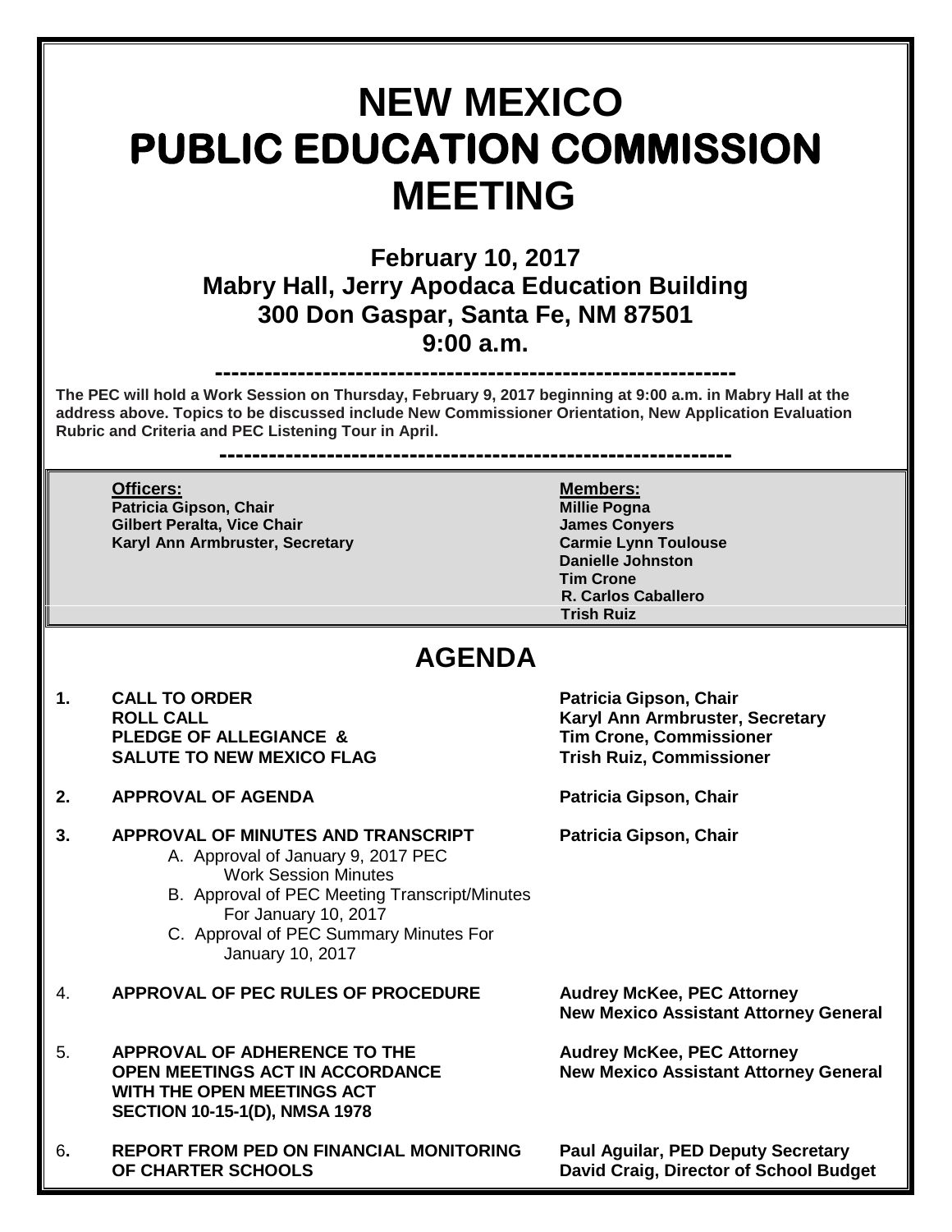# NEW MEXICO
# PUBLIC EDUCATION COMMISSION
# MEETING

## February 10, 2017
## Mabry Hall, Jerry Apodaca Education Building
## 300 Don Gaspar, Santa Fe, NM 87501
## 9:00 a.m.

---

**The PEC will hold a Work Session on Thursday, February 9, 2017 beginning at 9:00 a.m. in Mabry Hall at the address above. Topics to be discussed include New Commissioner Orientation, New Application Evaluation Rubric and Criteria and PEC Listening Tour in April.**

---

| Officers: | Members: |
|---|---|
| **Patricia Gipson, Chair** | **Millie Pogna** |
| **Gilbert Peralta, Vice Chair** | **James Conyers** |
| **Karyl Ann Armbruster, Secretary** | **Carmie Lynn Toulouse** |
| | **Danielle Johnston** |
| | **Tim Crone** |
| | **R. Carlos Caballero** |
| | **Trish Ruiz** |

## AGENDA

1. **CALL TO ORDER** — **Patricia Gipson, Chair**
   **ROLL CALL** — **Karyl Ann Armbruster, Secretary**
   **PLEDGE OF ALLEGIANCE & SALUTE TO NEW MEXICO FLAG** — **Tim Crone, Commissioner**; **Trish Ruiz, Commissioner**

2. **APPROVAL OF AGENDA** — **Patricia Gipson, Chair**

3. **APPROVAL OF MINUTES AND TRANSCRIPT** — **Patricia Gipson, Chair**
   - A. Approval of January 9, 2017 PEC Work Session Minutes
   - B. Approval of PEC Meeting Transcript/Minutes For January 10, 2017
   - C. Approval of PEC Summary Minutes For January 10, 2017

4. **APPROVAL OF PEC RULES OF PROCEDURE** — **Audrey McKee, PEC Attorney, New Mexico Assistant Attorney General**

5. **APPROVAL OF ADHERENCE TO THE OPEN MEETINGS ACT IN ACCORDANCE WITH THE OPEN MEETINGS ACT SECTION 10-15-1(D), NMSA 1978** — **Audrey McKee, PEC Attorney, New Mexico Assistant Attorney General**

6. **REPORT FROM PED ON FINANCIAL MONITORING OF CHARTER SCHOOLS** — **Paul Aguilar, PED Deputy Secretary**; **David Craig, Director of School Budget**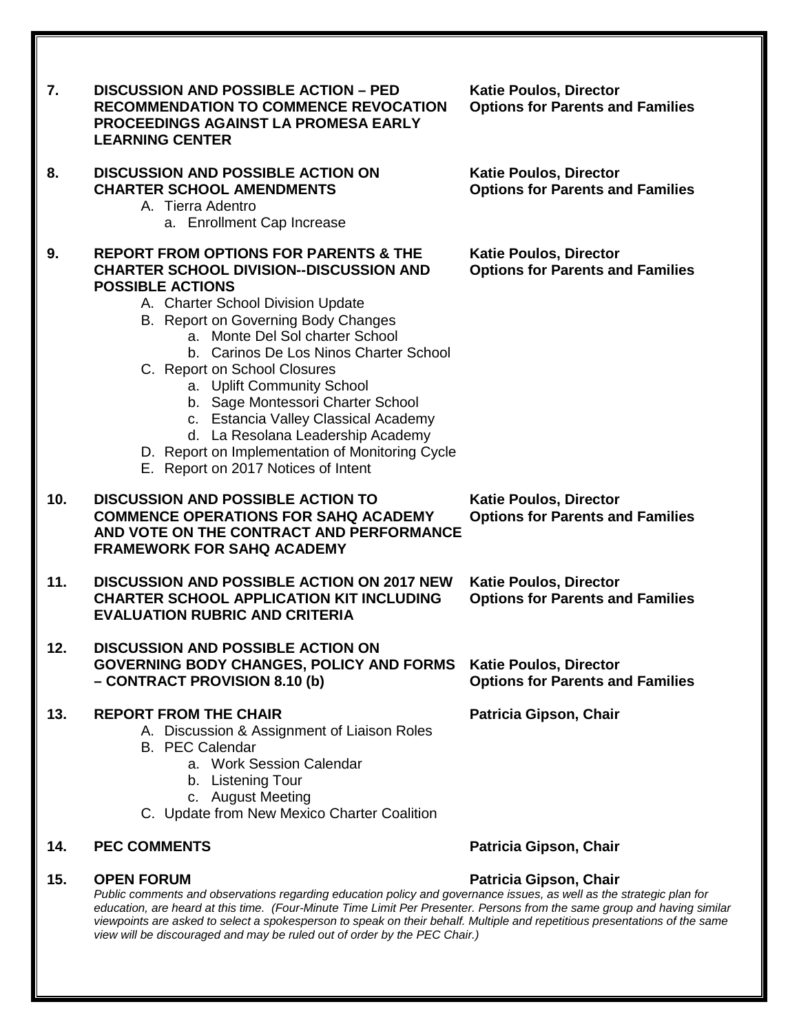**7. DISCUSSION AND POSSIBLE ACTION – PED RECOMMENDATION TO COMMENCE REVOCATION PROCEEDINGS AGAINST LA PROMESA EARLY LEARNING CENTER** — **Katie Poulos, Director, Options for Parents and Families**

**8. DISCUSSION AND POSSIBLE ACTION ON CHARTER SCHOOL AMENDMENTS** — **Katie Poulos, Director, Options for Parents and Families**

- A. Tierra Adentro
  - a. Enrollment Cap Increase

**9. REPORT FROM OPTIONS FOR PARENTS & THE CHARTER SCHOOL DIVISION--DISCUSSION AND POSSIBLE ACTIONS** — **Katie Poulos, Director, Options for Parents and Families**

- A. Charter School Division Update
- B. Report on Governing Body Changes
  - a. Monte Del Sol charter School
  - b. Carinos De Los Ninos Charter School
- C. Report on School Closures
  - a. Uplift Community School
  - b. Sage Montessori Charter School
  - c. Estancia Valley Classical Academy
  - d. La Resolana Leadership Academy
- D. Report on Implementation of Monitoring Cycle
- E. Report on 2017 Notices of Intent

**10. DISCUSSION AND POSSIBLE ACTION TO COMMENCE OPERATIONS FOR SAHQ ACADEMY AND VOTE ON THE CONTRACT AND PERFORMANCE FRAMEWORK FOR SAHQ ACADEMY** — **Katie Poulos, Director, Options for Parents and Families**

**11. DISCUSSION AND POSSIBLE ACTION ON 2017 NEW CHARTER SCHOOL APPLICATION KIT INCLUDING EVALUATION RUBRIC AND CRITERIA** — **Katie Poulos, Director, Options for Parents and Families**

**12. DISCUSSION AND POSSIBLE ACTION ON GOVERNING BODY CHANGES, POLICY AND FORMS – CONTRACT PROVISION 8.10 (b)** — **Katie Poulos, Director, Options for Parents and Families**

**13. REPORT FROM THE CHAIR** — **Patricia Gipson, Chair**

- A. Discussion & Assignment of Liaison Roles
- B. PEC Calendar
  - a. Work Session Calendar
  - b. Listening Tour
  - c. August Meeting
- C. Update from New Mexico Charter Coalition

**14. PEC COMMENTS** — **Patricia Gipson, Chair**

**15. OPEN FORUM** — **Patricia Gipson, Chair**

*Public comments and observations regarding education policy and governance issues, as well as the strategic plan for education, are heard at this time. (Four-Minute Time Limit Per Presenter. Persons from the same group and having similar viewpoints are asked to select a spokesperson to speak on their behalf. Multiple and repetitious presentations of the same view will be discouraged and may be ruled out of order by the PEC Chair.)*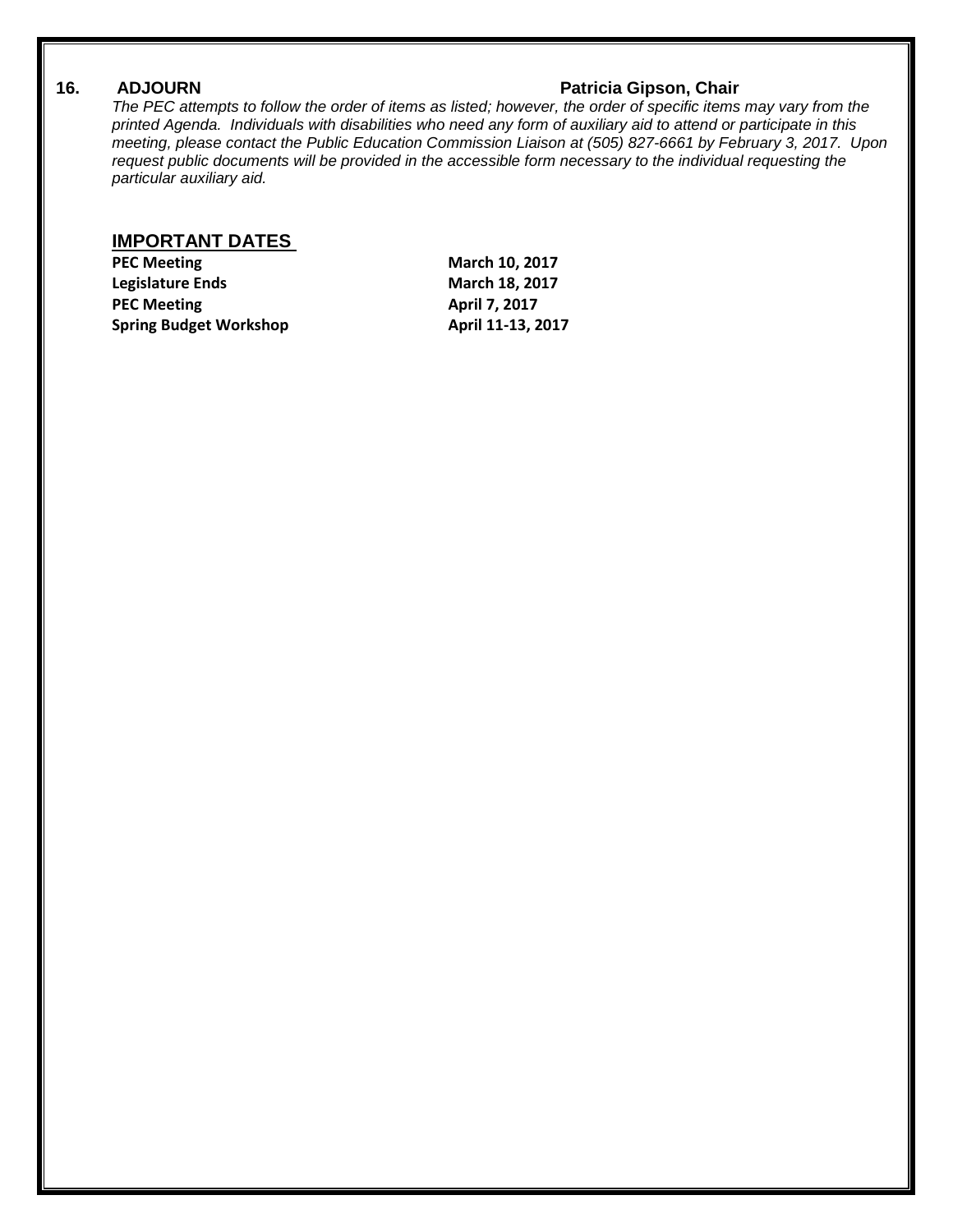**16. ADJOURN** **Patricia Gipson, Chair**

*The PEC attempts to follow the order of items as listed; however, the order of specific items may vary from the printed Agenda. Individuals with disabilities who need any form of auxiliary aid to attend or participate in this meeting, please contact the Public Education Commission Liaison at (505) 827-6661 by February 3, 2017. Upon request public documents will be provided in the accessible form necessary to the individual requesting the particular auxiliary aid.*

## IMPORTANT DATES

| | |
|---|---|
| **PEC Meeting** | **March 10, 2017** |
| **Legislature Ends** | **March 18, 2017** |
| **PEC Meeting** | **April 7, 2017** |
| **Spring Budget Workshop** | **April 11-13, 2017** |